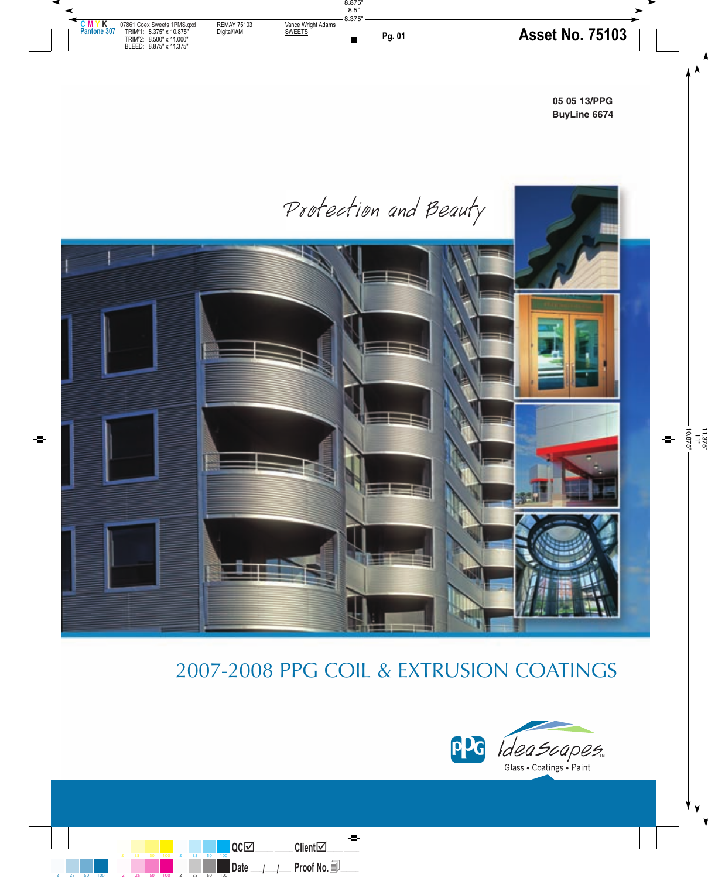05 05 13/PPG
BuyLine 6674

*Protection and Beauty*

# 2007-2008 PPG COIL & EXTRUSION COATINGS

PPG IdeaScapes™
Glass • Coatings • Paint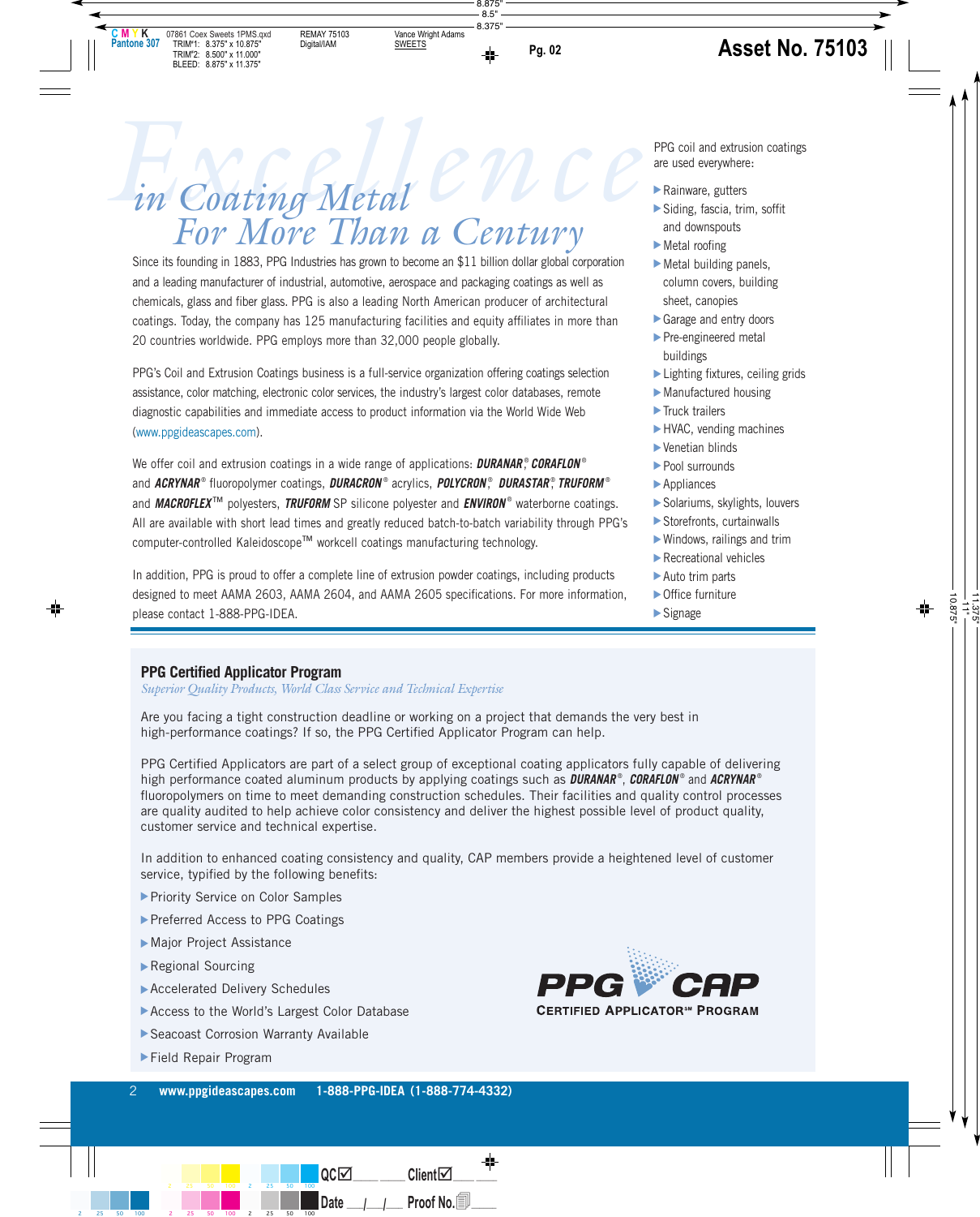# Excellence in Coating Metal For More Than a Century

Since its founding in 1883, PPG Industries has grown to become an $11 billion dollar global corporation and a leading manufacturer of industrial, automotive, aerospace and packaging coatings as well as chemicals, glass and fiber glass. PPG is also a leading North American producer of architectural coatings. Today, the company has 125 manufacturing facilities and equity affiliates in more than 20 countries worldwide. PPG employs more than 32,000 people globally.

PPG's Coil and Extrusion Coatings business is a full-service organization offering coatings selection assistance, color matching, electronic color services, the industry's largest color databases, remote diagnostic capabilities and immediate access to product information via the World Wide Web (www.ppgideascapes.com).

We offer coil and extrusion coatings in a wide range of applications: ***DURANAR***®, ***CORAFLON***® and ***ACRYNAR***® fluoropolymer coatings, ***DURACRON***® acrylics, ***POLYCRON***®, ***DURASTAR***®, ***TRUFORM***® and ***MACROFLEX***™ polyesters, ***TRUFORM*** SP silicone polyester and ***ENVIRON***® waterborne coatings. All are available with short lead times and greatly reduced batch-to-batch variability through PPG's computer-controlled Kaleidoscope™ workcell coatings manufacturing technology.

In addition, PPG is proud to offer a complete line of extrusion powder coatings, including products designed to meet AAMA 2603, AAMA 2604, and AAMA 2605 specifications. For more information, please contact 1-888-PPG-IDEA.

PPG coil and extrusion coatings are used everywhere:

- Rainware, gutters
- Siding, fascia, trim, soffit and downspouts
- Metal roofing
- Metal building panels, column covers, building sheet, canopies
- Garage and entry doors
- Pre-engineered metal buildings
- Lighting fixtures, ceiling grids
- Manufactured housing
- Truck trailers
- HVAC, vending machines
- Venetian blinds
- Pool surrounds
- Appliances
- Solariums, skylights, louvers
- Storefronts, curtainwalls
- Windows, railings and trim
- Recreational vehicles
- Auto trim parts
- Office furniture
- Signage

## PPG Certified Applicator Program

*Superior Quality Products, World Class Service and Technical Expertise*

Are you facing a tight construction deadline or working on a project that demands the very best in high-performance coatings? If so, the PPG Certified Applicator Program can help.

PPG Certified Applicators are part of a select group of exceptional coating applicators fully capable of delivering high performance coated aluminum products by applying coatings such as ***DURANAR***®, ***CORAFLON***® and ***ACRYNAR***® fluoropolymers on time to meet demanding construction schedules. Their facilities and quality control processes are quality audited to help achieve color consistency and deliver the highest possible level of product quality, customer service and technical expertise.

In addition to enhanced coating consistency and quality, CAP members provide a heightened level of customer service, typified by the following benefits:

- Priority Service on Color Samples
- Preferred Access to PPG Coatings
- Major Project Assistance
- Regional Sourcing
- Accelerated Delivery Schedules
- Access to the World's Largest Color Database
- Seacoast Corrosion Warranty Available
- Field Repair Program

PPG CAP
CERTIFIED APPLICATOR℠ PROGRAM

www.ppgideascapes.com 1-888-PPG-IDEA (1-888-774-4332)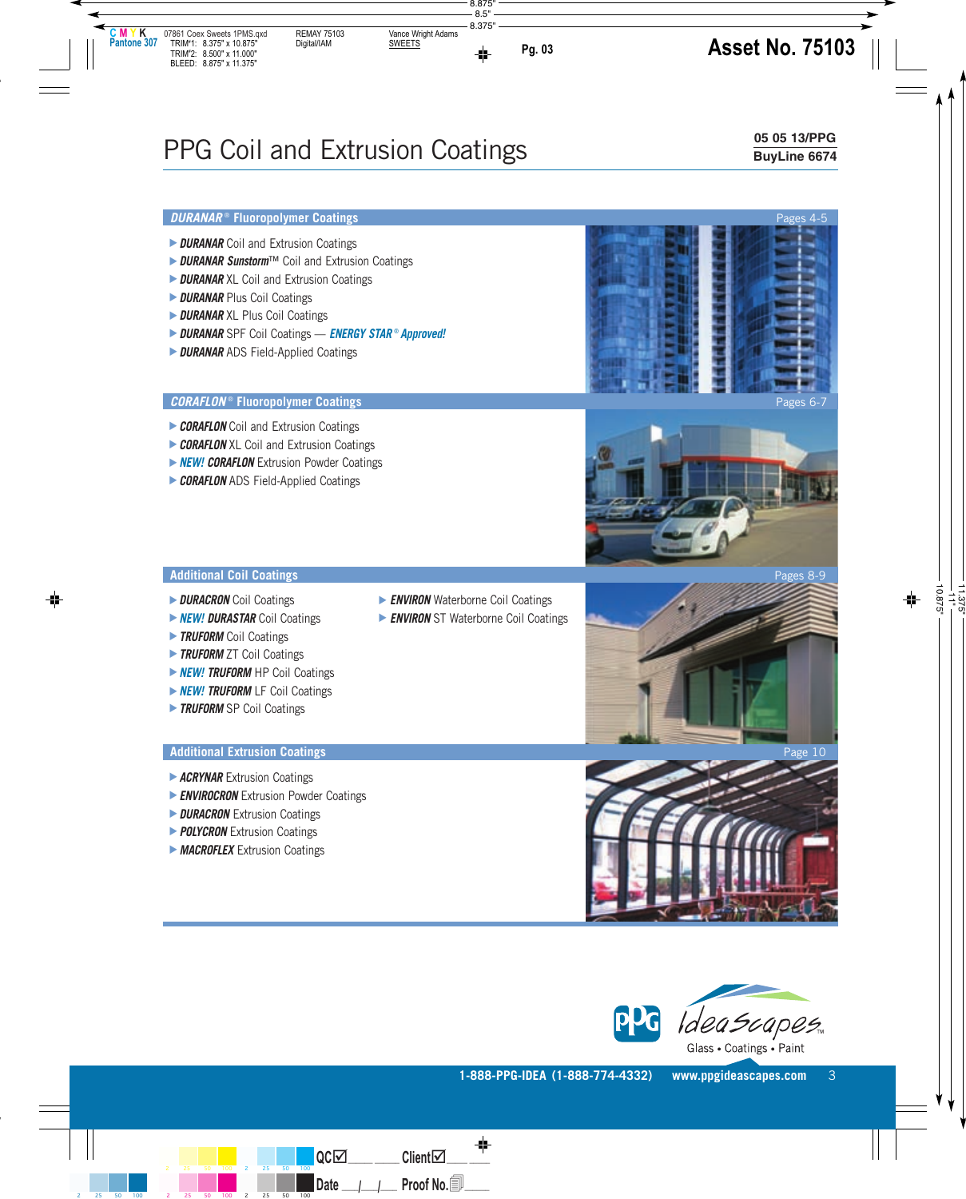# PPG Coil and Extrusion Coatings

**05 05 13/PPG**
**BuyLine 6674**

## *DURANAR*® Fluoropolymer Coatings — Pages 4-5

- ***DURANAR*** Coil and Extrusion Coatings
- ***DURANAR Sunstorm***™ Coil and Extrusion Coatings
- ***DURANAR*** XL Coil and Extrusion Coatings
- ***DURANAR*** Plus Coil Coatings
- ***DURANAR*** XL Plus Coil Coatings
- ***DURANAR*** SPF Coil Coatings — ***ENERGY STAR® Approved!***
- ***DURANAR*** ADS Field-Applied Coatings

## *CORAFLON*® Fluoropolymer Coatings — Pages 6-7

- ***CORAFLON*** Coil and Extrusion Coatings
- ***CORAFLON*** XL Coil and Extrusion Coatings
- ***NEW! CORAFLON*** Extrusion Powder Coatings
- ***CORAFLON*** ADS Field-Applied Coatings

## Additional Coil Coatings — Pages 8-9

- ***DURACRON*** Coil Coatings
- ***NEW! DURASTAR*** Coil Coatings
- ***TRUFORM*** Coil Coatings
- ***TRUFORM*** ZT Coil Coatings
- ***NEW! TRUFORM*** HP Coil Coatings
- ***NEW! TRUFORM*** LF Coil Coatings
- ***TRUFORM*** SP Coil Coatings
- ***ENVIRON*** Waterborne Coil Coatings
- ***ENVIRON*** ST Waterborne Coil Coatings

## Additional Extrusion Coatings — Page 10

- ***ACRYNAR*** Extrusion Coatings
- ***ENVIROCRON*** Extrusion Powder Coatings
- ***DURACRON*** Extrusion Coatings
- ***POLYCRON*** Extrusion Coatings
- ***MACROFLEX*** Extrusion Coatings

PPG IdeaScapes™ Glass • Coatings • Paint

1-888-PPG-IDEA (1-888-774-4332) www.ppgideascapes.com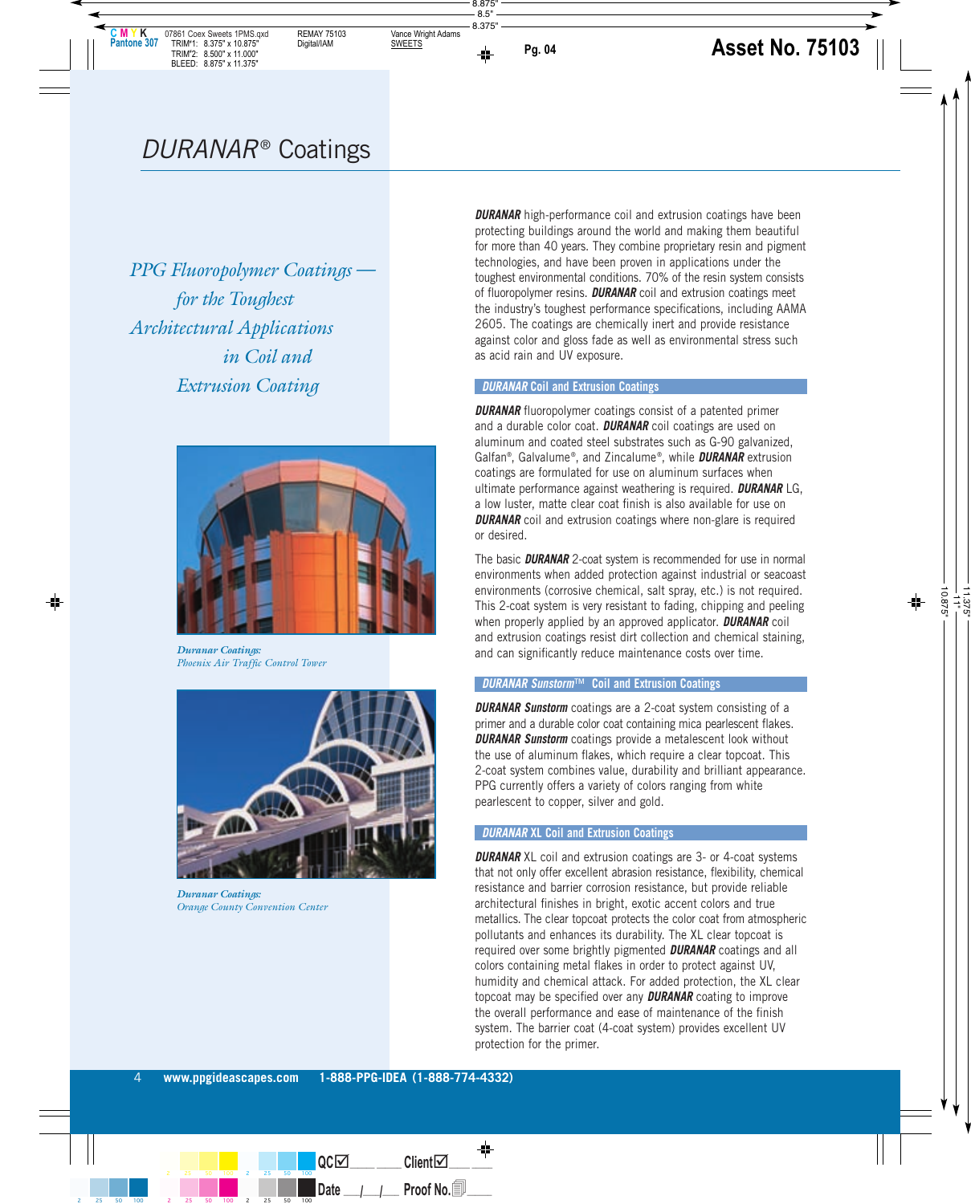# *DURANAR*® Coatings

*PPG Fluoropolymer Coatings — for the Toughest Architectural Applications in Coil and Extrusion Coating*

*Duranar Coatings:*
*Phoenix Air Traffic Control Tower*

*Duranar Coatings:*
*Orange County Convention Center*

***DURANAR*** high-performance coil and extrusion coatings have been protecting buildings around the world and making them beautiful for more than 40 years. They combine proprietary resin and pigment technologies, and have been proven in applications under the toughest environmental conditions. 70% of the resin system consists of fluoropolymer resins. ***DURANAR*** coil and extrusion coatings meet the industry's toughest performance specifications, including AAMA 2605. The coatings are chemically inert and provide resistance against color and gloss fade as well as environmental stress such as acid rain and UV exposure.

## *DURANAR* Coil and Extrusion Coatings

***DURANAR*** fluoropolymer coatings consist of a patented primer and a durable color coat. ***DURANAR*** coil coatings are used on aluminum and coated steel substrates such as G-90 galvanized, Galfan®, Galvalume®, and Zincalume®, while ***DURANAR*** extrusion coatings are formulated for use on aluminum surfaces when ultimate performance against weathering is required. ***DURANAR*** LG, a low luster, matte clear coat finish is also available for use on ***DURANAR*** coil and extrusion coatings where non-glare is required or desired.

The basic ***DURANAR*** 2-coat system is recommended for use in normal environments when added protection against industrial or seacoast environments (corrosive chemical, salt spray, etc.) is not required. This 2-coat system is very resistant to fading, chipping and peeling when properly applied by an approved applicator. ***DURANAR*** coil and extrusion coatings resist dirt collection and chemical staining, and can significantly reduce maintenance costs over time.

## *DURANAR Sunstorm*™ Coil and Extrusion Coatings

***DURANAR Sunstorm*** coatings are a 2-coat system consisting of a primer and a durable color coat containing mica pearlescent flakes. ***DURANAR Sunstorm*** coatings provide a metalescent look without the use of aluminum flakes, which require a clear topcoat. This 2-coat system combines value, durability and brilliant appearance. PPG currently offers a variety of colors ranging from white pearlescent to copper, silver and gold.

## *DURANAR* XL Coil and Extrusion Coatings

***DURANAR*** XL coil and extrusion coatings are 3- or 4-coat systems that not only offer excellent abrasion resistance, flexibility, chemical resistance and barrier corrosion resistance, but provide reliable architectural finishes in bright, exotic accent colors and true metallics. The clear topcoat protects the color coat from atmospheric pollutants and enhances its durability. The XL clear topcoat is required over some brightly pigmented ***DURANAR*** coatings and all colors containing metal flakes in order to protect against UV, humidity and chemical attack. For added protection, the XL clear topcoat may be specified over any ***DURANAR*** coating to improve the overall performance and ease of maintenance of the finish system. The barrier coat (4-coat system) provides excellent UV protection for the primer.

**www.ppgideascapes.com 1-888-PPG-IDEA (1-888-774-4332)**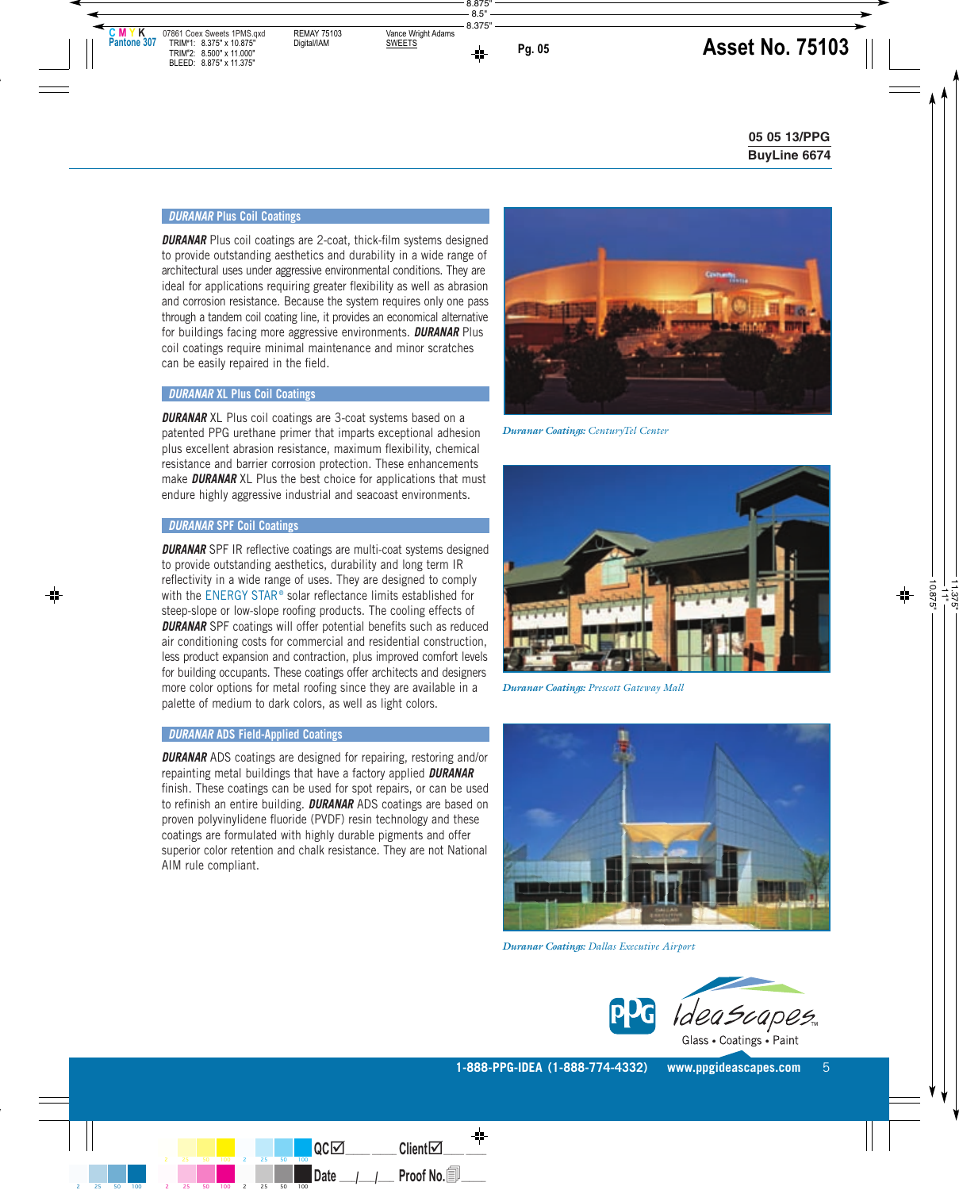05 05 13/PPG
BuyLine 6674

## *DURANAR* Plus Coil Coatings

***DURANAR*** Plus coil coatings are 2-coat, thick-film systems designed to provide outstanding aesthetics and durability in a wide range of architectural uses under aggressive environmental conditions. They are ideal for applications requiring greater flexibility as well as abrasion and corrosion resistance. Because the system requires only one pass through a tandem coil coating line, it provides an economical alternative for buildings facing more aggressive environments. ***DURANAR*** Plus coil coatings require minimal maintenance and minor scratches can be easily repaired in the field.

## *DURANAR* XL Plus Coil Coatings

***DURANAR*** XL Plus coil coatings are 3-coat systems based on a patented PPG urethane primer that imparts exceptional adhesion plus excellent abrasion resistance, maximum flexibility, chemical resistance and barrier corrosion protection. These enhancements make ***DURANAR*** XL Plus the best choice for applications that must endure highly aggressive industrial and seacoast environments.

## *DURANAR* SPF Coil Coatings

***DURANAR*** SPF IR reflective coatings are multi-coat systems designed to provide outstanding aesthetics, durability and long term IR reflectivity in a wide range of uses. They are designed to comply with the ENERGY STAR® solar reflectance limits established for steep-slope or low-slope roofing products. The cooling effects of ***DURANAR*** SPF coatings will offer potential benefits such as reduced air conditioning costs for commercial and residential construction, less product expansion and contraction, plus improved comfort levels for building occupants. These coatings offer architects and designers more color options for metal roofing since they are available in a palette of medium to dark colors, as well as light colors.

## *DURANAR* ADS Field-Applied Coatings

***DURANAR*** ADS coatings are designed for repairing, restoring and/or repainting metal buildings that have a factory applied ***DURANAR*** finish. These coatings can be used for spot repairs, or can be used to refinish an entire building. ***DURANAR*** ADS coatings are based on proven polyvinylidene fluoride (PVDF) resin technology and these coatings are formulated with highly durable pigments and offer superior color retention and chalk resistance. They are not National AIM rule compliant.

***Duranar Coatings:*** *CenturyTel Center*

***Duranar Coatings:*** *Prescott Gateway Mall*

***Duranar Coatings:*** *Dallas Executive Airport*

PPG IdeaScapes™
Glass • Coatings • Paint

1-888-PPG-IDEA (1-888-774-4332) www.ppgideascapes.com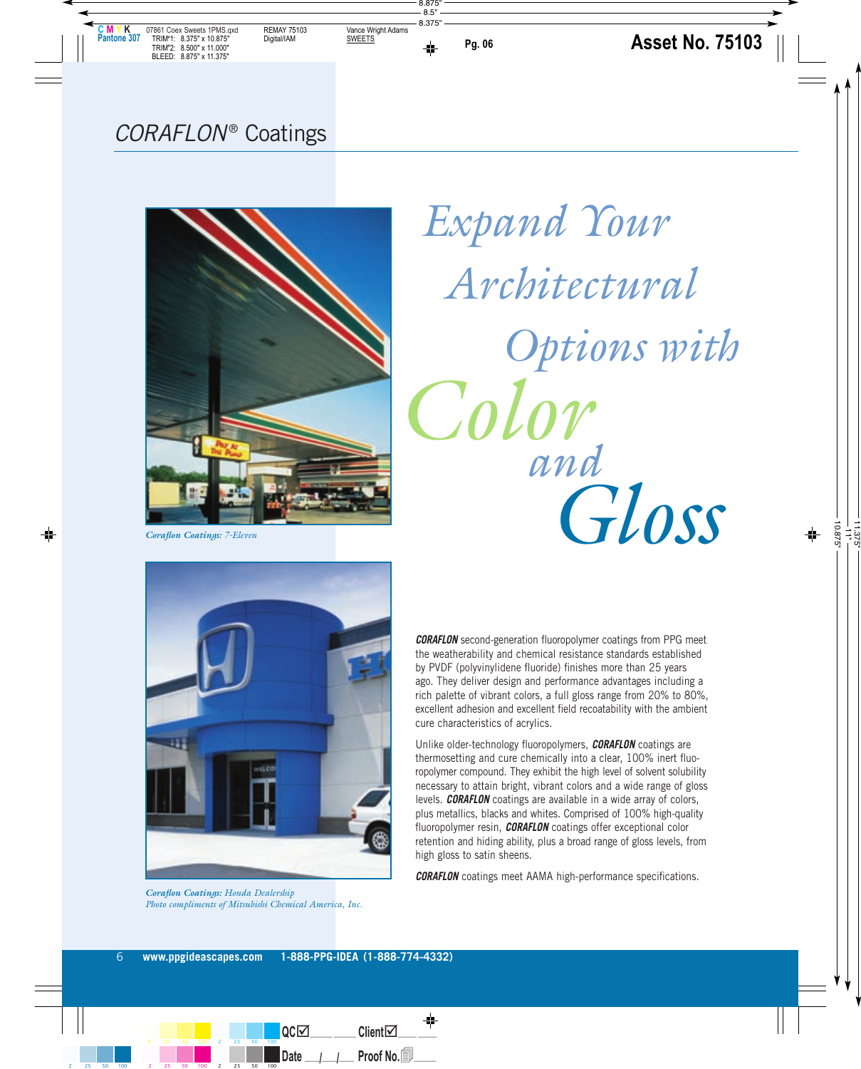# *CORAFLON*® Coatings

## *Expand Your Architectural Options with Color and Gloss*

***Coraflon Coatings:*** *7-Eleven*

***Coraflon Coatings:*** *Honda Dealership*
*Photo compliments of Mitsubishi Chemical America, Inc.*

***CORAFLON*** second-generation fluoropolymer coatings from PPG meet the weatherability and chemical resistance standards established by PVDF (polyvinylidene fluoride) finishes more than 25 years ago. They deliver design and performance advantages including a rich palette of vibrant colors, a full gloss range from 20% to 80%, excellent adhesion and excellent field recoatability with the ambient cure characteristics of acrylics.

Unlike older-technology fluoropolymers, ***CORAFLON*** coatings are thermosetting and cure chemically into a clear, 100% inert fluoropolymer compound. They exhibit the high level of solvent solubility necessary to attain bright, vibrant colors and a wide range of gloss levels. ***CORAFLON*** coatings are available in a wide array of colors, plus metallics, blacks and whites. Comprised of 100% high-quality fluoropolymer resin, ***CORAFLON*** coatings offer exceptional color retention and hiding ability, plus a broad range of gloss levels, from high gloss to satin sheens.

***CORAFLON*** coatings meet AAMA high-performance specifications.

**www.ppgideascapes.com 1-888-PPG-IDEA (1-888-774-4332)**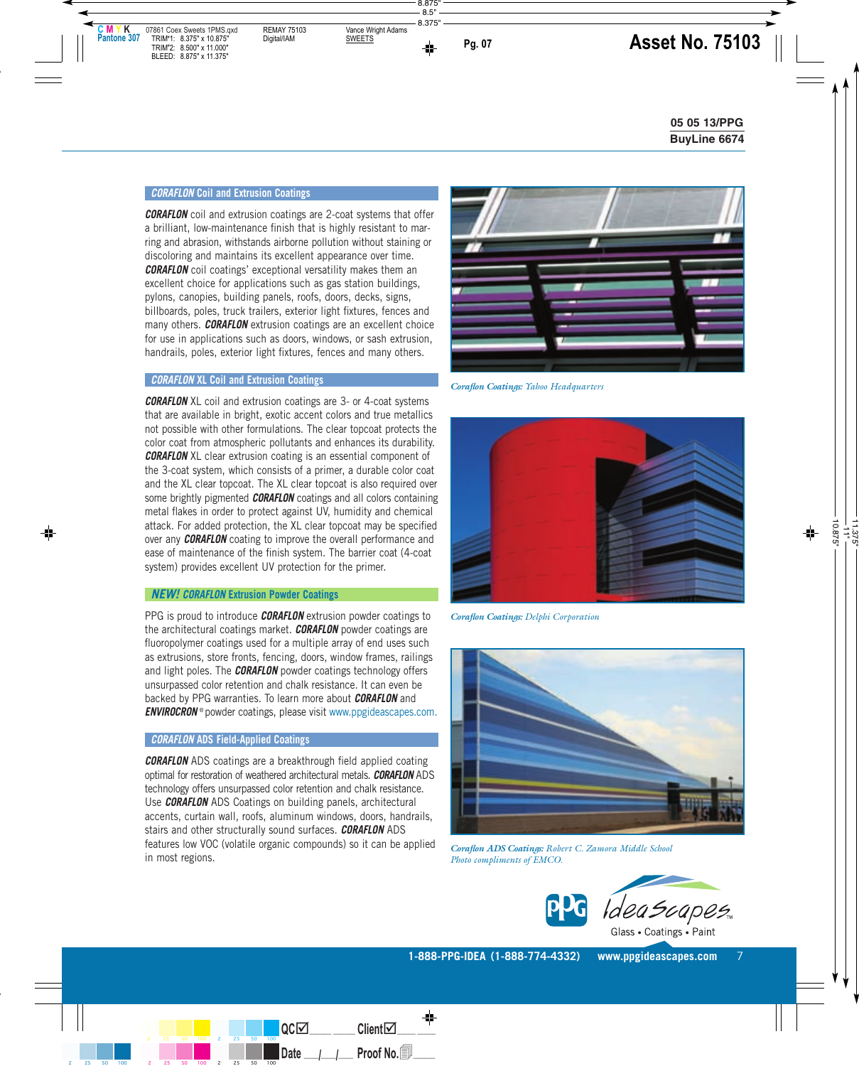05 05 13/PPG
BuyLine 6674

## *CORAFLON* Coil and Extrusion Coatings

***CORAFLON*** coil and extrusion coatings are 2-coat systems that offer a brilliant, low-maintenance finish that is highly resistant to marring and abrasion, withstands airborne pollution without staining or discoloring and maintains its excellent appearance over time. ***CORAFLON*** coil coatings' exceptional versatility makes them an excellent choice for applications such as gas station buildings, pylons, canopies, building panels, roofs, doors, decks, signs, billboards, poles, truck trailers, exterior light fixtures, fences and many others. ***CORAFLON*** extrusion coatings are an excellent choice for use in applications such as doors, windows, or sash extrusion, handrails, poles, exterior light fixtures, fences and many others.

## *CORAFLON* XL Coil and Extrusion Coatings

***CORAFLON*** XL coil and extrusion coatings are 3- or 4-coat systems that are available in bright, exotic accent colors and true metallics not possible with other formulations. The clear topcoat protects the color coat from atmospheric pollutants and enhances its durability. ***CORAFLON*** XL clear extrusion coating is an essential component of the 3-coat system, which consists of a primer, a durable color coat and the XL clear topcoat. The XL clear topcoat is also required over some brightly pigmented ***CORAFLON*** coatings and all colors containing metal flakes in order to protect against UV, humidity and chemical attack. For added protection, the XL clear topcoat may be specified over any ***CORAFLON*** coating to improve the overall performance and ease of maintenance of the finish system. The barrier coat (4-coat system) provides excellent UV protection for the primer.

## *NEW! CORAFLON* Extrusion Powder Coatings

PPG is proud to introduce ***CORAFLON*** extrusion powder coatings to the architectural coatings market. ***CORAFLON*** powder coatings are fluoropolymer coatings used for a multiple array of end uses such as extrusions, store fronts, fencing, doors, window frames, railings and light poles. The ***CORAFLON*** powder coatings technology offers unsurpassed color retention and chalk resistance. It can even be backed by PPG warranties. To learn more about ***CORAFLON*** and ***ENVIROCRON***® powder coatings, please visit www.ppgideascapes.com.

## *CORAFLON* ADS Field-Applied Coatings

***CORAFLON*** ADS coatings are a breakthrough field applied coating optimal for restoration of weathered architectural metals. ***CORAFLON*** ADS technology offers unsurpassed color retention and chalk resistance. Use ***CORAFLON*** ADS Coatings on building panels, architectural accents, curtain wall, roofs, aluminum windows, doors, handrails, stairs and other structurally sound surfaces. ***CORAFLON*** ADS features low VOC (volatile organic compounds) so it can be applied in most regions.

*Coraflon Coatings:* Yahoo Headquarters

*Coraflon Coatings:* Delphi Corporation

*Coraflon ADS Coatings:* Robert C. Zamora Middle School
Photo compliments of EMCO.

PPG IdeaScapes™ Glass • Coatings • Paint

1-888-PPG-IDEA (1-888-774-4332) www.ppgideascapes.com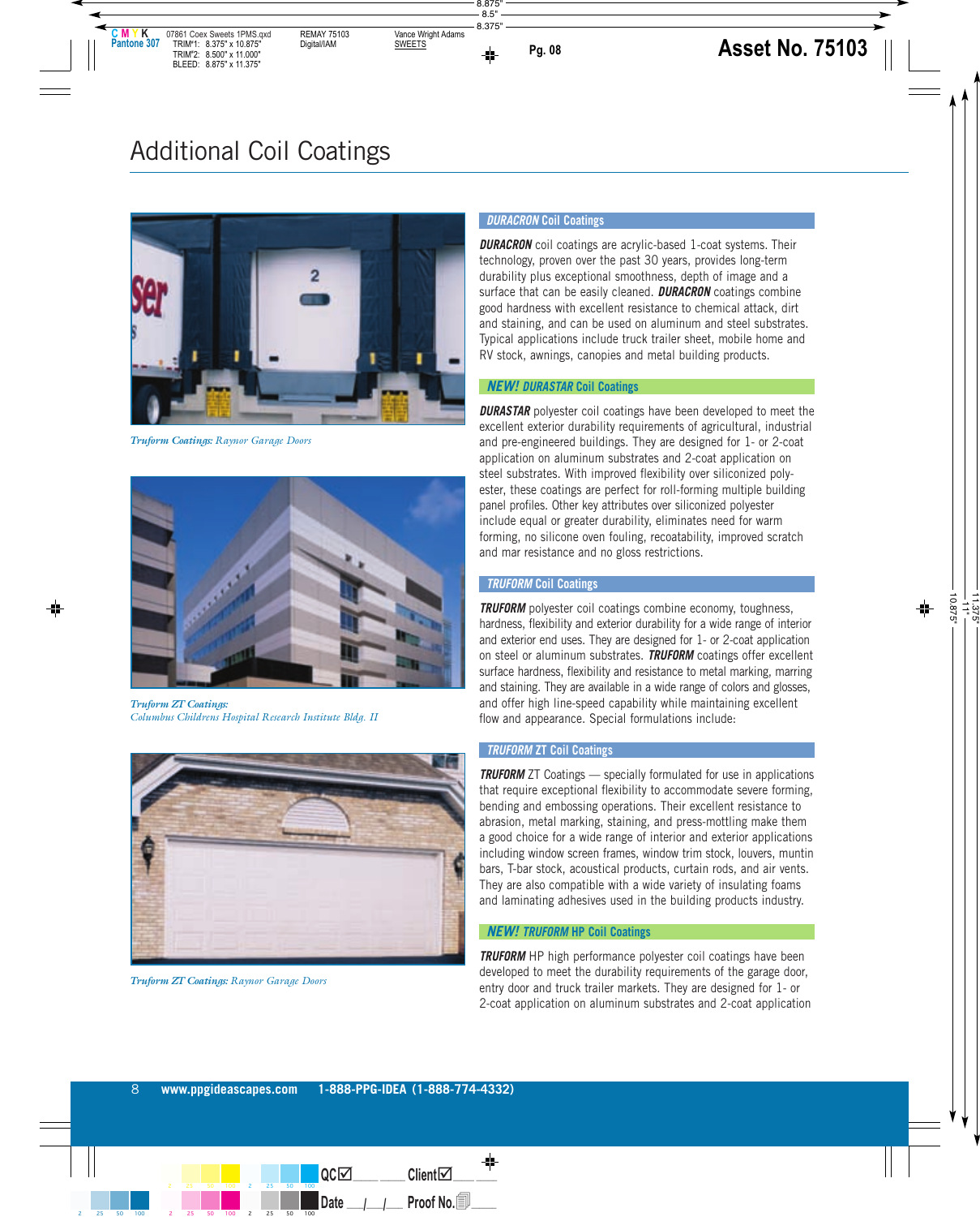# Additional Coil Coatings

*Truform Coatings: Raynor Garage Doors*

*Truform ZT Coatings: Columbus Childrens Hospital Research Institute Bldg. II*

*Truform ZT Coatings: Raynor Garage Doors*

## ***DURACRON*** Coil Coatings

***DURACRON*** coil coatings are acrylic-based 1-coat systems. Their technology, proven over the past 30 years, provides long-term durability plus exceptional smoothness, depth of image and a surface that can be easily cleaned. ***DURACRON*** coatings combine good hardness with excellent resistance to chemical attack, dirt and staining, and can be used on aluminum and steel substrates. Typical applications include truck trailer sheet, mobile home and RV stock, awnings, canopies and metal building products.

## ***NEW! DURASTAR*** Coil Coatings

***DURASTAR*** polyester coil coatings have been developed to meet the excellent exterior durability requirements of agricultural, industrial and pre-engineered buildings. They are designed for 1- or 2-coat application on aluminum substrates and 2-coat application on steel substrates. With improved flexibility over siliconized polyester, these coatings are perfect for roll-forming multiple building panel profiles. Other key attributes over siliconized polyester include equal or greater durability, eliminates need for warm forming, no silicone oven fouling, recoatability, improved scratch and mar resistance and no gloss restrictions.

## ***TRUFORM*** Coil Coatings

***TRUFORM*** polyester coil coatings combine economy, toughness, hardness, flexibility and exterior durability for a wide range of interior and exterior end uses. They are designed for 1- or 2-coat application on steel or aluminum substrates. ***TRUFORM*** coatings offer excellent surface hardness, flexibility and resistance to metal marking, marring and staining. They are available in a wide range of colors and glosses, and offer high line-speed capability while maintaining excellent flow and appearance. Special formulations include:

## ***TRUFORM*** ZT Coil Coatings

***TRUFORM*** ZT Coatings — specially formulated for use in applications that require exceptional flexibility to accommodate severe forming, bending and embossing operations. Their excellent resistance to abrasion, metal marking, staining, and press-mottling make them a good choice for a wide range of interior and exterior applications including window screen frames, window trim stock, louvers, muntin bars, T-bar stock, acoustical products, curtain rods, and air vents. They are also compatible with a wide variety of insulating foams and laminating adhesives used in the building products industry.

## ***NEW! TRUFORM*** HP Coil Coatings

***TRUFORM*** HP high performance polyester coil coatings have been developed to meet the durability requirements of the garage door, entry door and truck trailer markets. They are designed for 1- or 2-coat application on aluminum substrates and 2-coat application

www.ppgideascapes.com   1-888-PPG-IDEA (1-888-774-4332)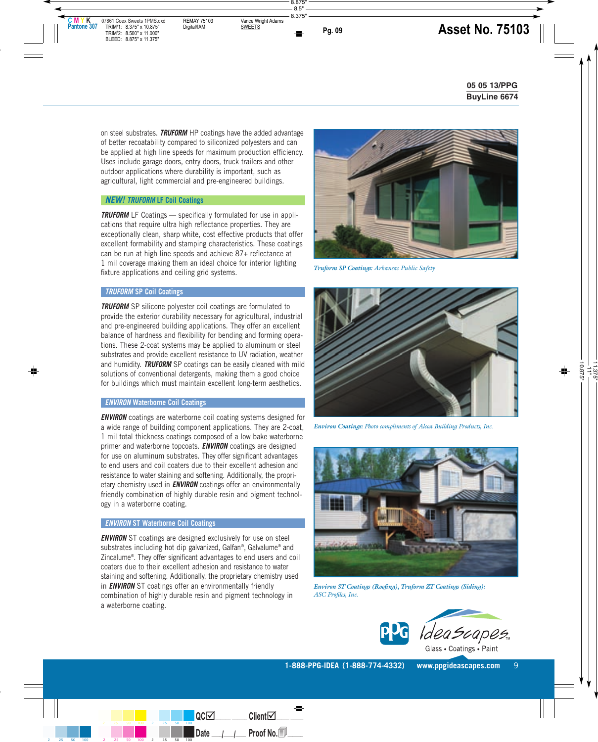05 05 13/PPG
BuyLine 6674

on steel substrates. ***TRUFORM*** HP coatings have the added advantage of better recoatability compared to siliconized polyesters and can be applied at high line speeds for maximum production efficiency. Uses include garage doors, entry doors, truck trailers and other outdoor applications where durability is important, such as agricultural, light commercial and pre-engineered buildings.

## *NEW! TRUFORM* LF Coil Coatings

***TRUFORM*** LF Coatings — specifically formulated for use in applications that require ultra high reflectance properties. They are exceptionally clean, sharp white, cost effective products that offer excellent formability and stamping characteristics. These coatings can be run at high line speeds and achieve 87+ reflectance at 1 mil coverage making them an ideal choice for interior lighting fixture applications and ceiling grid systems.

## *TRUFORM* SP Coil Coatings

***TRUFORM*** SP silicone polyester coil coatings are formulated to provide the exterior durability necessary for agricultural, industrial and pre-engineered building applications. They offer an excellent balance of hardness and flexibility for bending and forming operations. These 2-coat systems may be applied to aluminum or steel substrates and provide excellent resistance to UV radiation, weather and humidity. ***TRUFORM*** SP coatings can be easily cleaned with mild solutions of conventional detergents, making them a good choice for buildings which must maintain excellent long-term aesthetics.

## *ENVIRON* Waterborne Coil Coatings

***ENVIRON*** coatings are waterborne coil coating systems designed for a wide range of building component applications. They are 2-coat, 1 mil total thickness coatings composed of a low bake waterborne primer and waterborne topcoats. ***ENVIRON*** coatings are designed for use on aluminum substrates. They offer significant advantages to end users and coil coaters due to their excellent adhesion and resistance to water staining and softening. Additionally, the proprietary chemistry used in ***ENVIRON*** coatings offer an environmentally friendly combination of highly durable resin and pigment technology in a waterborne coating.

## *ENVIRON* ST Waterborne Coil Coatings

***ENVIRON*** ST coatings are designed exclusively for use on steel substrates including hot dip galvanized, Galfan®, Galvalume® and Zincalume®. They offer significant advantages to end users and coil coaters due to their excellent adhesion and resistance to water staining and softening. Additionally, the proprietary chemistry used in ***ENVIRON*** ST coatings offer an environmentally friendly combination of highly durable resin and pigment technology in a waterborne coating.

***Truform SP Coatings:*** *Arkansas Public Safety*

***Environ Coatings:*** *Photo compliments of Alcoa Building Products, Inc.*

***Environ ST Coatings (Roofing), Truform ZT Coatings (Siding):*** *ASC Profiles, Inc.*

PPG IdeaScapes™ Glass • Coatings • Paint

1-888-PPG-IDEA (1-888-774-4332) www.ppgideascapes.com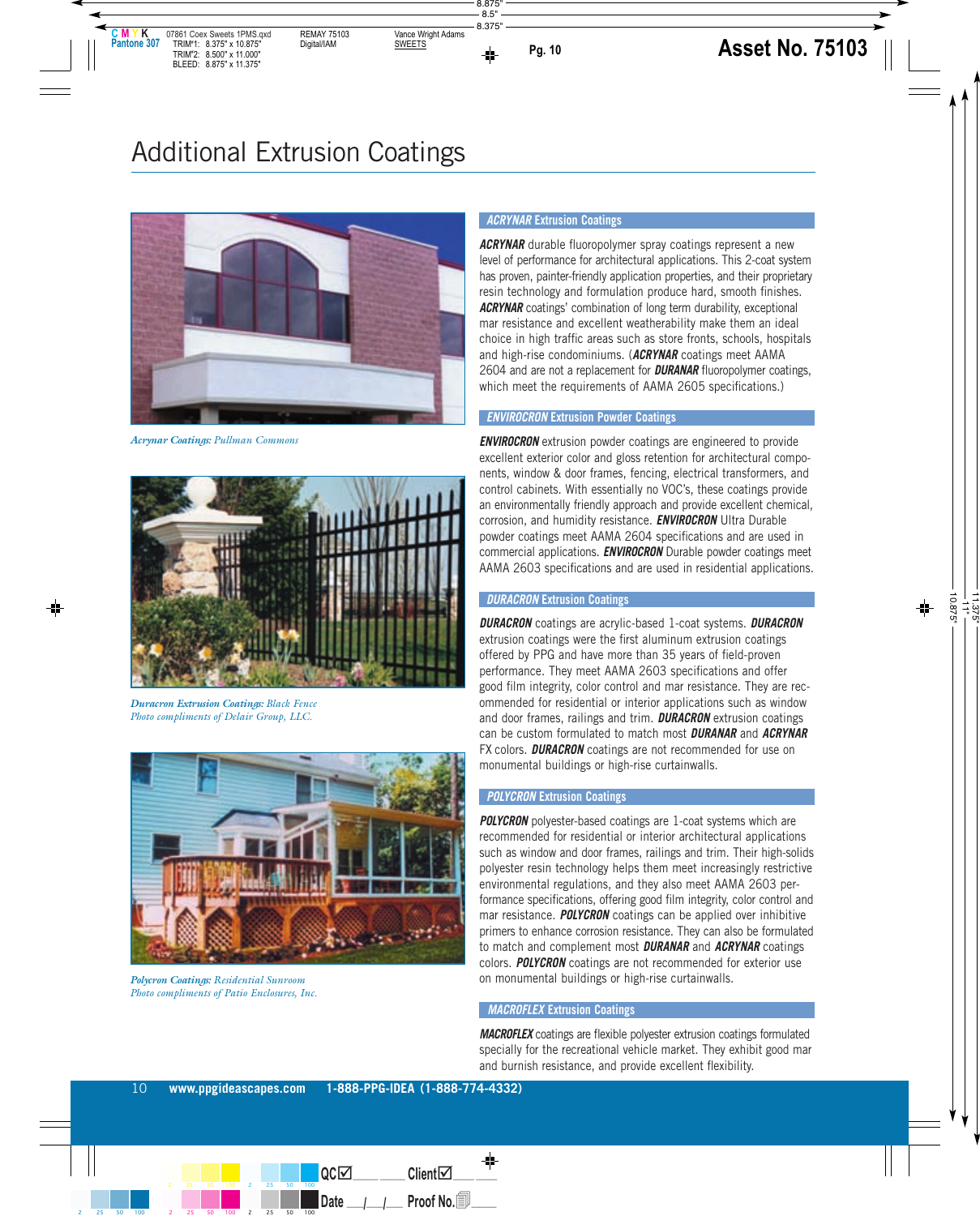# Additional Extrusion Coatings

*Acrynar Coatings: Pullman Commons*

*Duracron Extrusion Coatings: Black Fence*
*Photo compliments of Delair Group, LLC.*

*Polycron Coatings: Residential Sunroom*
*Photo compliments of Patio Enclosures, Inc.*

## *ACRYNAR* Extrusion Coatings

***ACRYNAR*** durable fluoropolymer spray coatings represent a new level of performance for architectural applications. This 2-coat system has proven, painter-friendly application properties, and their proprietary resin technology and formulation produce hard, smooth finishes. ***ACRYNAR*** coatings' combination of long term durability, exceptional mar resistance and excellent weatherability make them an ideal choice in high traffic areas such as store fronts, schools, hospitals and high-rise condominiums. (***ACRYNAR*** coatings meet AAMA 2604 and are not a replacement for ***DURANAR*** fluoropolymer coatings, which meet the requirements of AAMA 2605 specifications.)

## *ENVIROCRON* Extrusion Powder Coatings

***ENVIROCRON*** extrusion powder coatings are engineered to provide excellent exterior color and gloss retention for architectural components, window & door frames, fencing, electrical transformers, and control cabinets. With essentially no VOC's, these coatings provide an environmentally friendly approach and provide excellent chemical, corrosion, and humidity resistance. ***ENVIROCRON*** Ultra Durable powder coatings meet AAMA 2604 specifications and are used in commercial applications. ***ENVIROCRON*** Durable powder coatings meet AAMA 2603 specifications and are used in residential applications.

## *DURACRON* Extrusion Coatings

***DURACRON*** coatings are acrylic-based 1-coat systems. ***DURACRON*** extrusion coatings were the first aluminum extrusion coatings offered by PPG and have more than 35 years of field-proven performance. They meet AAMA 2603 specifications and offer good film integrity, color control and mar resistance. They are recommended for residential or interior applications such as window and door frames, railings and trim. ***DURACRON*** extrusion coatings can be custom formulated to match most ***DURANAR*** and ***ACRYNAR*** FX colors. ***DURACRON*** coatings are not recommended for use on monumental buildings or high-rise curtainwalls.

## *POLYCRON* Extrusion Coatings

***POLYCRON*** polyester-based coatings are 1-coat systems which are recommended for residential or interior architectural applications such as window and door frames, railings and trim. Their high-solids polyester resin technology helps them meet increasingly restrictive environmental regulations, and they also meet AAMA 2603 performance specifications, offering good film integrity, color control and mar resistance. ***POLYCRON*** coatings can be applied over inhibitive primers to enhance corrosion resistance. They can also be formulated to match and complement most ***DURANAR*** and ***ACRYNAR*** coatings colors. ***POLYCRON*** coatings are not recommended for exterior use on monumental buildings or high-rise curtainwalls.

## *MACROFLEX* Extrusion Coatings

***MACROFLEX*** coatings are flexible polyester extrusion coatings formulated specially for the recreational vehicle market. They exhibit good mar and burnish resistance, and provide excellent flexibility.

**www.ppgideascapes.com 1-888-PPG-IDEA (1-888-774-4332)**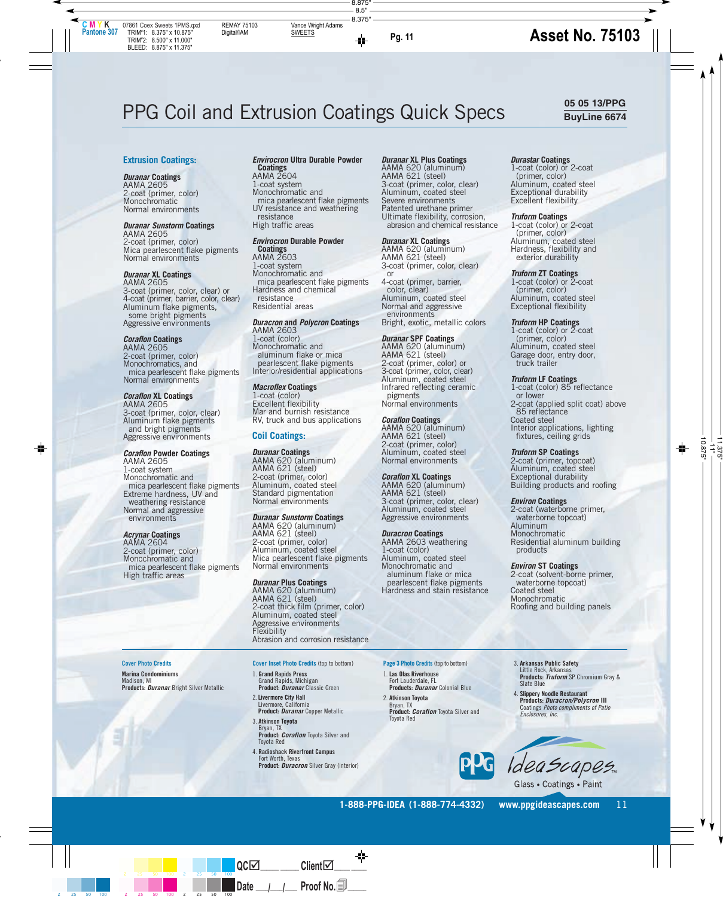# PPG Coil and Extrusion Coatings Quick Specs

**05 05 13/PPG**
**BuyLine 6674**

## Extrusion Coatings:

***Duranar* Coatings**
AAMA 2605
2-coat (primer, color)
Monochromatic
Normal environments

***Duranar Sunstorm* Coatings**
AAMA 2605
2-coat (primer, color)
Mica pearlescent flake pigments
Normal environments

***Duranar* XL Coatings**
AAMA 2605
3-coat (primer, color, clear) or
4-coat (primer, barrier, color, clear)
Aluminum flake pigments, some bright pigments
Aggressive environments

***Coraflon* Coatings**
AAMA 2605
2-coat (primer, color)
Monochromatics, and mica pearlescent flake pigments
Normal environments

***Coraflon* XL Coatings**
AAMA 2605
3-coat (primer, color, clear)
Aluminum flake pigments and bright pigments
Aggressive environments

***Coraflon* Powder Coatings**
AAMA 2605
1-coat system
Monochromatic and mica pearlescent flake pigments
Extreme hardness, UV and weathering resistance
Normal and aggressive environments

***Acrynar* Coatings**
AAMA 2604
2-coat (primer, color)
Monochromatic and mica pearlescent flake pigments
High traffic areas

***Envirocron* Ultra Durable Powder Coatings**
AAMA 2604
1-coat system
Monochromatic and mica pearlescent flake pigments
UV resistance and weathering resistance
High traffic areas

***Envirocron* Durable Powder Coatings**
AAMA 2603
1-coat system
Monochromatic and mica pearlescent flake pigments
Hardness and chemical resistance
Residential areas

***Duracron* and *Polycron* Coatings**
AAMA 2603
1-coat (color)
Monochromatic and aluminum flake or mica pearlescent flake pigments
Interior/residential applications

***Macroflex* Coatings**
1-coat (color)
Excellent flexibility
Mar and burnish resistance
RV, truck and bus applications

## Coil Coatings:

***Duranar* Coatings**
AAMA 620 (aluminum)
AAMA 621 (steel)
2-coat (primer, color)
Aluminum, coated steel
Standard pigmentation
Normal environments

***Duranar Sunstorm* Coatings**
AAMA 620 (aluminum)
AAMA 621 (steel)
2-coat (primer, color)
Aluminum, coated steel
Mica pearlescent flake pigments
Normal environments

***Duranar* Plus Coatings**
AAMA 620 (aluminum)
AAMA 621 (steel)
2-coat thick film (primer, color)
Aluminum, coated steel
Aggressive environments
Flexibility
Abrasion and corrosion resistance

***Duranar* XL Plus Coatings**
AAMA 620 (aluminum)
AAMA 621 (steel)
3-coat (primer, color, clear)
Aluminum, coated steel
Severe environments
Patented urethane primer
Ultimate flexibility, corrosion, abrasion and chemical resistance

***Duranar* XL Coatings**
AAMA 620 (aluminum)
AAMA 621 (steel)
3-coat (primer, color, clear) or
4-coat (primer, barrier, color, clear)
Aluminum, coated steel
Normal and aggressive environments
Bright, exotic, metallic colors

***Duranar* SPF Coatings**
AAMA 620 (aluminum)
AAMA 621 (steel)
2-coat (primer, color) or
3-coat (primer, color, clear)
Aluminum, coated steel
Infrared reflecting ceramic pigments
Normal environments

***Coraflon* Coatings**
AAMA 620 (aluminum)
AAMA 621 (steel)
2-coat (primer, color)
Aluminum, coated steel
Normal environments

***Coraflon* XL Coatings**
AAMA 620 (aluminum)
AAMA 621 (steel)
3-coat (primer, color, clear)
Aluminum, coated steel
Aggressive environments

***Duracron* Coatings**
AAMA 2603 weathering
1-coat (color)
Aluminum, coated steel
Monochromatic and aluminum flake or mica pearlescent flake pigments
Hardness and stain resistance

***Durastar* Coatings**
1-coat (color) or 2-coat (primer, color)
Aluminum, coated steel
Exceptional durability
Excellent flexibility

***Truform* Coatings**
1-coat (color) or 2-coat (primer, color)
Aluminum, coated steel
Hardness, flexibility and exterior durability

***Truform* ZT Coatings**
1-coat (color) or 2-coat (primer, color)
Aluminum, coated steel
Exceptional flexibility

***Truform* HP Coatings**
1-coat (color) or 2-coat (primer, color)
Aluminum, coated steel
Garage door, entry door, truck trailer

***Truform* LF Coatings**
1-coat (color) 85 reflectance or lower
2-coat (applied split coat) above 85 reflectance
Coated steel
Interior applications, lighting fixtures, ceiling grids

***Truform* SP Coatings**
2-coat (primer, topcoat)
Aluminum, coated steel
Exceptional durability
Building products and roofing

***Environ* Coatings**
2-coat (waterborne primer, waterborne topcoat)
Aluminum
Monochromatic
Residential aluminum building products

***Environ* ST Coatings**
2-coat (solvent-borne primer, waterborne topcoat)
Coated steel
Monochromatic
Roofing and building panels

---

**Cover Photo Credits**

**Marina Condominiums**
Madison, WI
**Products:** ***Duranar*** Bright Silver Metallic

**Cover Inset Photo Credits** (top to bottom)

1. **Grand Rapids Press**
   Grand Rapids, Michigan
   **Product:** ***Duranar*** Classic Green
2. **Livermore City Hall**
   Livermore, California
   **Product:** ***Duranar*** Copper Metallic
3. **Atkinson Toyota**
   Bryan, TX
   **Product:** ***Coraflon*** Toyota Silver and Toyota Red
4. **Radioshack Riverfront Campus**
   Fort Worth, Texas
   **Product:** ***Duracron*** Silver Gray (interior)

**Page 3 Photo Credits** (top to bottom)

1. **Las Olas Riverhouse**
   Fort Lauderdale, FL
   **Products:** ***Duranar*** Colonial Blue
2. **Atkinson Toyota**
   Bryan, TX
   **Product:** ***Coraflon*** Toyota Silver and Toyota Red
3. **Arkansas Public Safety**
   Little Rock, Arkansas
   **Products:** ***Truform*** SP Chromium Gray & Slate Blue
4. **Slippery Noodle Restaurant**
   **Products:** ***Duracron/Polycron*** **III**
   Coatings *Photo compliments of Patio Enclosures, Inc.*

PPG IdeaScapes™ Glass • Coatings • Paint

1-888-PPG-IDEA (1-888-774-4332) www.ppgideascapes.com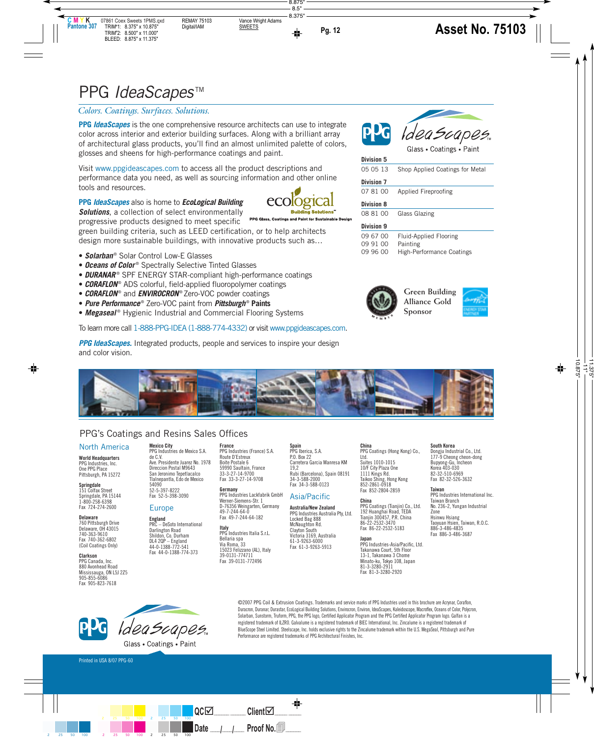# PPG *IdeaScapes*™

*Colors. Coatings. Surfaces. Solutions.*

**PPG *IdeaScapes*** is the one comprehensive resource architects can use to integrate color across interior and exterior building surfaces. Along with a brilliant array of architectural glass products, you'll find an almost unlimited palette of colors, glosses and sheens for high-performance coatings and paint.

Visit www.ppgideascapes.com to access all the product descriptions and performance data you need, as well as sourcing information and other online tools and resources.

**PPG *IdeaScapes*** also is home to ***EcoLogical Building Solutions***, a collection of select environmentally progressive products designed to meet specific green building criteria, such as LEED certification, or to help architects design more sustainable buildings, with innovative products such as...

ecological Building Solutions™
PPG Glass, Coatings and Paint for Sustainable Design

- ***Solarban***® Solar Control Low-E Glasses
- ***Oceans of Color***® Spectrally Selective Tinted Glasses
- ***DURANAR***® SPF ENERGY STAR-compliant high-performance coatings
- ***CORAFLON***® ADS colorful, field-applied fluoropolymer coatings
- ***CORAFLON***® and ***ENVIROCRON***® Zero-VOC powder coatings
- ***Pure Performance***® Zero-VOC paint from ***Pittsburgh***® **Paints**
- ***Megaseal***® Hygienic Industrial and Commercial Flooring Systems

To learn more call 1-888-PPG-IDEA (1-888-774-4332) or visit www.ppgideascapes.com.

***PPG IdeaScapes.*** Integrated products, people and services to inspire your design and color vision.

PPG IdeaScapes
Glass • Coatings • Paint

| | |
|---|---|
| **Division 5** | |
| 05 05 13 | Shop Applied Coatings for Metal |
| **Division 7** | |
| 07 81 00 | Applied Fireproofing |
| **Division 8** | |
| 08 81 00 | Glass Glazing |
| **Division 9** | |
| 09 67 00 | Fluid-Applied Flooring |
| 09 91 00 | Painting |
| 09 96 00 | High-Performance Coatings |

Green Building Alliance Gold Sponsor

## PPG's Coatings and Resins Sales Offices

### North America

**World Headquarters**
PPG Industries, Inc.
One PPG Place
Pittsburgh, PA 15272

**Springdale**
151 Colfax Street
Springdale, PA 15144
1-800-258-6398
Fax 724-274-2600

**Delaware**
760 Pittsburgh Drive
Delaware, OH 43015
740-363-9610
Fax 740-362-6802
(Coil Coatings Only)

**Clarkson**
PPG Canada, Inc.
880 Avonhead Road
Mississauga, ON L5J 2Z5
905-855-6086
Fax 905-823-7618

**Mexico City**
PPG Industries de Mexico S.A. de C.V.
Ave. Presidente Juarez No. 1978
Direccion Postal M9643
San Jeronimo Tepetlacalco
Tlalnepantla, Edo de Mexico
54090
52-5-397-8222
Fax 52-5-398-3090

### Europe

**England**
PRC – DeSoto International
Darlington Road
Shildon, Co. Durham
DL4 2QP – England
44-0-1388-772-541
Fax 44-0-1388-774-373

**France**
PPG Industries (France) S.A.
Route D'Estreux
Boite Postale 6
59990 Saultain, France
33-3-27-14-9700
Fax 33-3-27-14-9708

**Germany**
PPG Industries Lackfabrik GmbH
Werner-Siemens-Str. 1
D-76356 Weingarten, Germany
49-7-244-64-0
Fax 49-7-244-64-182

**Italy**
PPG Industries Italia S.r.L.
Bellaria spa
Via Roma, 33
15023 Felizzano (AL), Italy
39-0131-774711
Fax 39-0131-772496

**Spain**
PPG Iberica, S.A.
P.O. Box 22
Carretera Garcia Manresa KM 19,2
Rubi (Barcelona), Spain 08191
34-3-588-2000
Fax 34-3-588-0123

### Asia/Pacific

**Australia/New Zealand**
PPG Industries Australia Pty. Ltd.
Locked Bag 888
McNaughton Rd.
Clayton South
Victoria 3169, Australia
61-3-9263-6000
Fax 61-3-9263-5913

**China**
PPG Coatings (Hong Kong) Co., Ltd.
Suites 1010-1015
10/F City Plaza One
1111 Kings Rd.
Taikoo Shing, Hong Kong
852-2861-0918
Fax 852-2804-2859

**China**
PPG Coatings (Tianjin) Co., Ltd.
192 Huanghai Road, TEDA
Tianjin 300457, P.R. China
86-22-2532-3470
Fax 86-22-2532-5183

**Japan**
PPG Industries-Asia/Pacific, Ltd.
Takanawa Court, 5th Floor
13-1, Takanawa 3 Chome
Minato-ku, Tokyo 108, Japan
81-3-3280-2911
Fax 81-3-3280-2920

**South Korea**
Dongju Industrial Co., Ltd.
177-9 Cheong cheon-dong
Bupyong-Gu, Incheon
Korea 403-030
82-32-510-6969
Fax 82-32-526-3632

**Taiwan**
PPG Industries International Inc.
Taiwan Branch
No. 236-2, Yungan Industrial Zone
Hsinwu Hsiang
Taoyuan Hsien, Taiwan, R.O.C.
886-3-486-4835
Fax 886-3-486-3687

©2007 PPG Coil & Extrusion Coatings. Trademarks and service marks of PPG Industries used in this brochure are Acrynar, Coraflon, Duracron, Duranar, Durastar, EcoLogical Building Solutions, Envirocron, Environ, IdeaScapes, Kaleidoscope, Macroflex, Oceans of Color, Polycron, Solarban, Sunstorm, Truform, PPG, the PPG logo, Certified Applicator Program and the PPG Certified Applicator Program logo. Galfan is a registered trademark of ILZRO. Galvalume is a registered trademark of BIEC International, Inc. Zincalume is a registered trademark of BlueScope Steel Limited. Steelscape, Inc. holds exclusive rights to the Zincalume trademark within the U.S. MegaSeal, Pittsburgh and Pure Performance are registered trademarks of PPG Architectural Finishes, Inc.

PPG IdeaScapes™
Glass • Coatings • Paint

Printed in USA 8/07 PPG-60